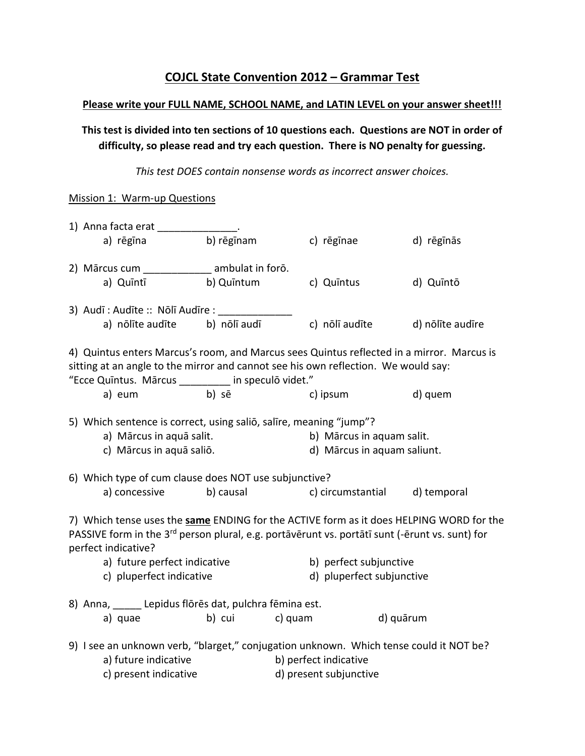# COJCL State Convention 2012 – Grammar Test

**Please write your FULL NAME, SCHOOL NAME, and LATIN LEVEL on your answer sheet!!!**

**This test is divided into ten sections of 10 questions each. Questions are NOT in order of difficulty, so please read and try each question. There is NO penalty for guessing.**

*This test DOES contain nonsense words as incorrect answer choices.*

Mission 1: Warm-up Questions

1) Anna facta erat ______________.
   a) rēgīna  b) rēgīnam  c) rēgīnae  d) rēgīnās

2) Mārcus cum ____________ ambulat in forō.
   a) Quīntī  b) Quīntum  c) Quīntus  d) Quīntō

3) Audī : Audīte :: Nōlī Audīre : _____________
   a) nōlīte audīte  b) nōlī audī  c) nōlī audīte  d) nōlīte audīre

4) Quintus enters Marcus's room, and Marcus sees Quintus reflected in a mirror. Marcus is sitting at an angle to the mirror and cannot see his own reflection. We would say: "Ecce Quīntus. Mārcus _________ in speculō videt."
   a) eum  b) sē  c) ipsum  d) quem

5) Which sentence is correct, using saliō, salīre, meaning "jump"?
   a) Mārcus in aquā salit.
   b) Mārcus in aquam salit.
   c) Mārcus in aquā saliō.
   d) Mārcus in aquam saliunt.

6) Which type of cum clause does NOT use subjunctive?
   a) concessive  b) causal  c) circumstantial  d) temporal

7) Which tense uses the **same** ENDING for the ACTIVE form as it does HELPING WORD for the PASSIVE form in the 3rd person plural, e.g. portāvērunt vs. portātī sunt (-ērunt vs. sunt) for perfect indicative?
   a) future perfect indicative
   b) perfect subjunctive
   c) pluperfect indicative
   d) pluperfect subjunctive

8) Anna, _____ Lepidus flōrēs dat, pulchra fēmina est.
   a) quae  b) cui  c) quam  d) quārum

9) I see an unknown verb, "blarget," conjugation unknown. Which tense could it NOT be?
   a) future indicative
   b) perfect indicative
   c) present indicative
   d) present subjunctive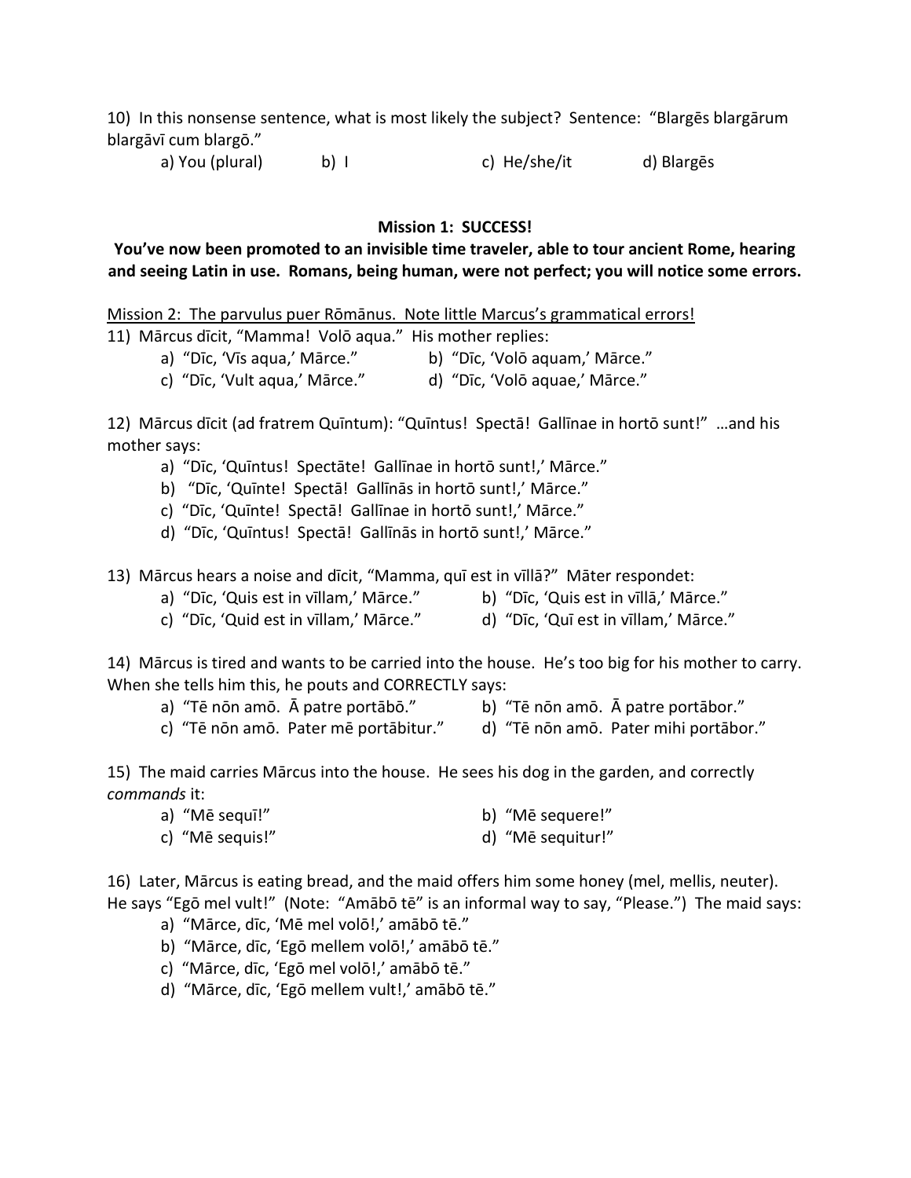10) In this nonsense sentence, what is most likely the subject? Sentence: "Blargēs blargārum blargāvī cum blargō."

a) You (plural) b) I c) He/she/it d) Blargēs

**Mission 1: SUCCESS!**

**You've now been promoted to an invisible time traveler, able to tour ancient Rome, hearing and seeing Latin in use. Romans, being human, were not perfect; you will notice some errors.**

<u>Mission 2: The parvulus puer Rōmānus. Note little Marcus's grammatical errors!</u>

11) Mārcus dīcit, "Mamma! Volō aqua." His mother replies:

- a) "Dīc, 'Vīs aqua,' Mārce."
- b) "Dīc, 'Volō aquam,' Mārce."
- c) "Dīc, 'Vult aqua,' Mārce."
- d) "Dīc, 'Volō aquae,' Mārce."

12) Mārcus dīcit (ad fratrem Quīntum): "Quīntus! Spectā! Gallīnae in hortō sunt!" …and his mother says:

- a) "Dīc, 'Quīntus! Spectāte! Gallīnae in hortō sunt!,' Mārce."
- b) "Dīc, 'Quīnte! Spectā! Gallīnās in hortō sunt!,' Mārce."
- c) "Dīc, 'Quīnte! Spectā! Gallīnae in hortō sunt!,' Mārce."
- d) "Dīc, 'Quīntus! Spectā! Gallīnās in hortō sunt!,' Mārce."

13) Mārcus hears a noise and dīcit, "Mamma, quī est in vīllā?" Māter respondet:

- a) "Dīc, 'Quis est in vīllam,' Mārce."
- b) "Dīc, 'Quis est in vīllā,' Mārce."
- c) "Dīc, 'Quid est in vīllam,' Mārce."
- d) "Dīc, 'Quī est in vīllam,' Mārce."

14) Mārcus is tired and wants to be carried into the house. He's too big for his mother to carry. When she tells him this, he pouts and CORRECTLY says:

- a) "Tē nōn amō. Ā patre portābō."
- b) "Tē nōn amō. Ā patre portābor."
- c) "Tē nōn amō. Pater mē portābitur."
- d) "Tē nōn amō. Pater mihi portābor."

15) The maid carries Mārcus into the house. He sees his dog in the garden, and correctly *commands* it:

- a) "Mē sequī!"
- b) "Mē sequere!"
- c) "Mē sequis!"
- d) "Mē sequitur!"

16) Later, Mārcus is eating bread, and the maid offers him some honey (mel, mellis, neuter). He says "Egō mel vult!" (Note: "Amābō tē" is an informal way to say, "Please.") The maid says:

- a) "Mārce, dīc, 'Mē mel volō!,' amābō tē."
- b) "Mārce, dīc, 'Egō mellem volō!,' amābō tē."
- c) "Mārce, dīc, 'Egō mel volō!,' amābō tē."
- d) "Mārce, dīc, 'Egō mellem vult!,' amābō tē."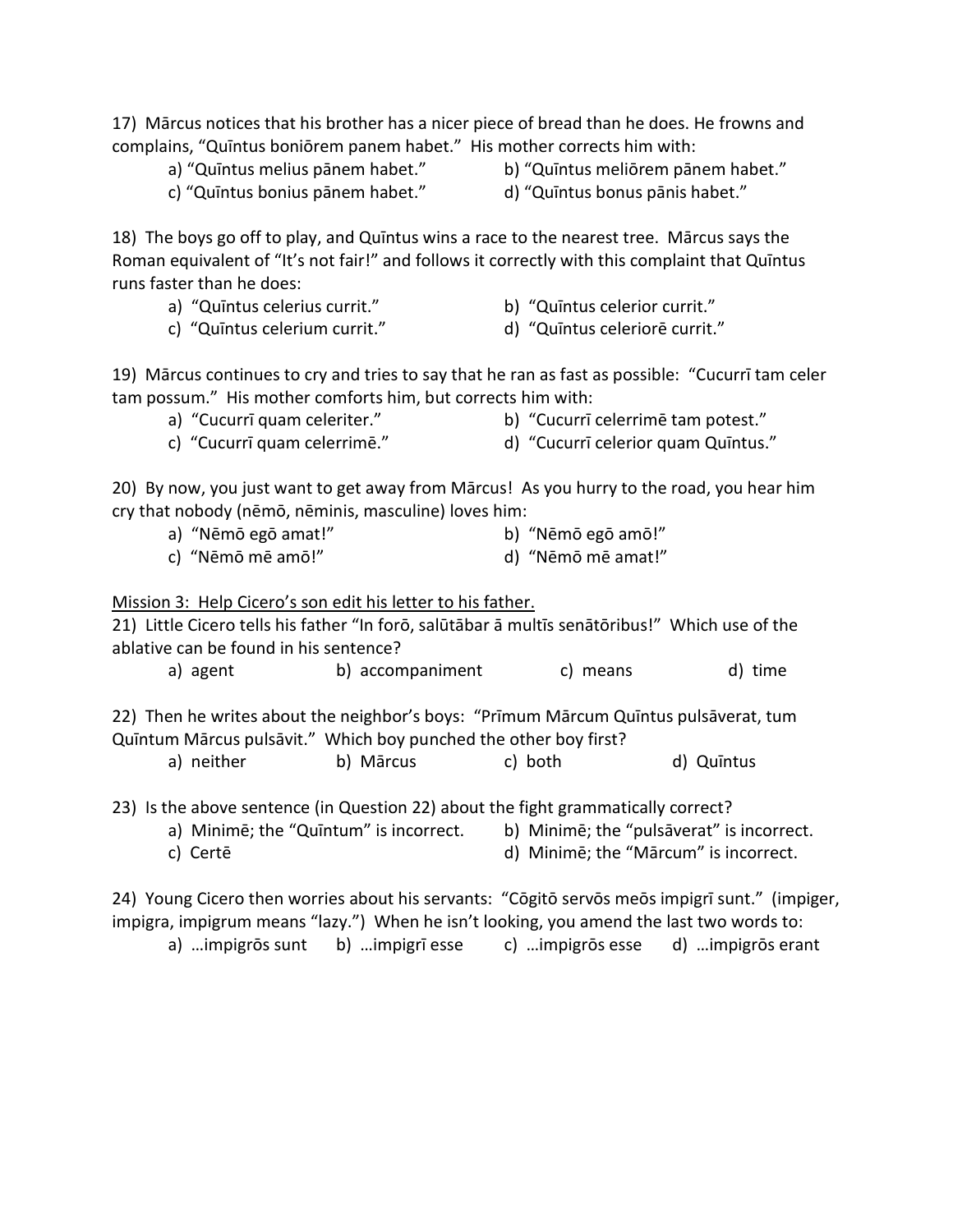17) Mārcus notices that his brother has a nicer piece of bread than he does. He frowns and complains, "Quīntus boniōrem panem habet." His mother corrects him with:

a) "Quīntus melius pānem habet." b) "Quīntus meliōrem pānem habet."
c) "Quīntus bonius pānem habet." d) "Quīntus bonus pānis habet."

18) The boys go off to play, and Quīntus wins a race to the nearest tree. Mārcus says the Roman equivalent of "It's not fair!" and follows it correctly with this complaint that Quīntus runs faster than he does:

a) "Quīntus celerius currit." b) "Quīntus celerior currit."
c) "Quīntus celerium currit." d) "Quīntus celeriorē currit."

19) Mārcus continues to cry and tries to say that he ran as fast as possible: "Cucurrī tam celer tam possum." His mother comforts him, but corrects him with:

a) "Cucurrī quam celeriter." b) "Cucurrī celerrimē tam potest."
c) "Cucurrī quam celerrimē." d) "Cucurrī celerior quam Quīntus."

20) By now, you just want to get away from Mārcus! As you hurry to the road, you hear him cry that nobody (nēmō, nēminis, masculine) loves him:

a) "Nēmō egō amat!" b) "Nēmō egō amō!"
c) "Nēmō mē amō!" d) "Nēmō mē amat!"

<u>Mission 3: Help Cicero's son edit his letter to his father.</u>

21) Little Cicero tells his father "In forō, salūtābar ā multīs senātōribus!" Which use of the ablative can be found in his sentence?

a) agent b) accompaniment c) means d) time

22) Then he writes about the neighbor's boys: "Prīmum Mārcum Quīntus pulsāverat, tum Quīntum Mārcus pulsāvit." Which boy punched the other boy first?

a) neither b) Mārcus c) both d) Quīntus

23) Is the above sentence (in Question 22) about the fight grammatically correct?

a) Minimē; the "Quīntum" is incorrect. b) Minimē; the "pulsāverat" is incorrect.
c) Certē d) Minimē; the "Mārcum" is incorrect.

24) Young Cicero then worries about his servants: "Cōgitō servōs meōs impigrī sunt." (impiger, impigra, impigrum means "lazy.") When he isn't looking, you amend the last two words to:

a) …impigrōs sunt b) …impigrī esse c) …impigrōs esse d) …impigrōs erant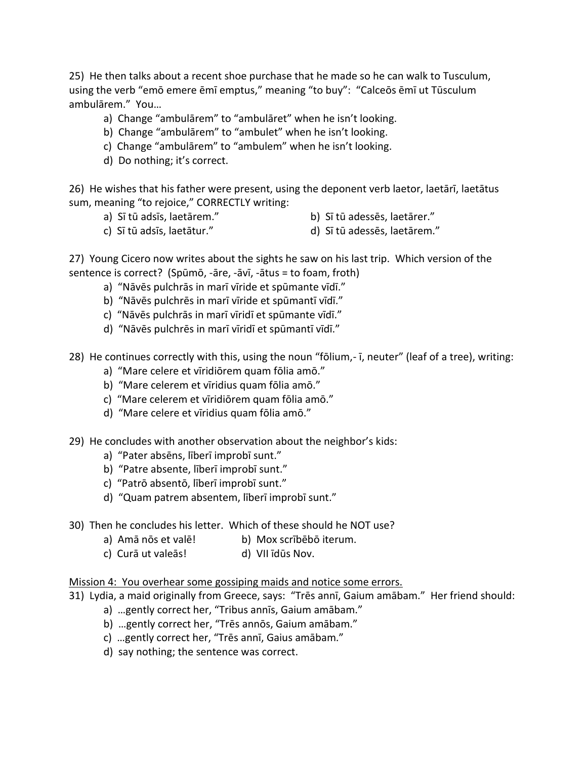25) He then talks about a recent shoe purchase that he made so he can walk to Tusculum, using the verb "emō emere ēmī emptus," meaning "to buy": "Calceōs ēmī ut Tūsculum ambulārem." You…

a) Change "ambulārem" to "ambulāret" when he isn't looking.
b) Change "ambulārem" to "ambulet" when he isn't looking.
c) Change "ambulārem" to "ambulem" when he isn't looking.
d) Do nothing; it's correct.

26) He wishes that his father were present, using the deponent verb laetor, laetārī, laetātus sum, meaning "to rejoice," CORRECTLY writing:

a) Sī tū adsīs, laetārem."
b) Sī tū adessēs, laetārer."
c) Sī tū adsīs, laetātur."
d) Sī tū adessēs, laetārem."

27) Young Cicero now writes about the sights he saw on his last trip. Which version of the sentence is correct? (Spūmō, -āre, -āvī, -ātus = to foam, froth)

a) "Nāvēs pulchrās in marī vīride et spūmante vīdī."
b) "Nāvēs pulchrēs in marī vīride et spūmantī vīdī."
c) "Nāvēs pulchrās in marī vīridī et spūmante vīdī."
d) "Nāvēs pulchrēs in marī vīridī et spūmantī vīdī."

28) He continues correctly with this, using the noun "fōlium,- ī, neuter" (leaf of a tree), writing:

a) "Mare celere et vīridiōrem quam fōlia amō."
b) "Mare celerem et vīridius quam fōlia amō."
c) "Mare celerem et vīridiōrem quam fōlia amō."
d) "Mare celere et vīridius quam fōlia amō."

29) He concludes with another observation about the neighbor's kids:

a) "Pater absēns, līberī improbī sunt."
b) "Patre absente, līberī improbī sunt."
c) "Patrō absentō, līberī improbī sunt."
d) "Quam patrem absentem, līberī improbī sunt."

30) Then he concludes his letter. Which of these should he NOT use?

a) Amā nōs et valē!
b) Mox scrībēbō iterum.
c) Curā ut valeās!
d) VII īdūs Nov.

<u>Mission 4: You overhear some gossiping maids and notice some errors.</u>

31) Lydia, a maid originally from Greece, says: "Trēs annī, Gaium amābam." Her friend should:

a) …gently correct her, "Tribus annīs, Gaium amābam."
b) …gently correct her, "Trēs annōs, Gaium amābam."
c) …gently correct her, "Trēs annī, Gaius amābam."
d) say nothing; the sentence was correct.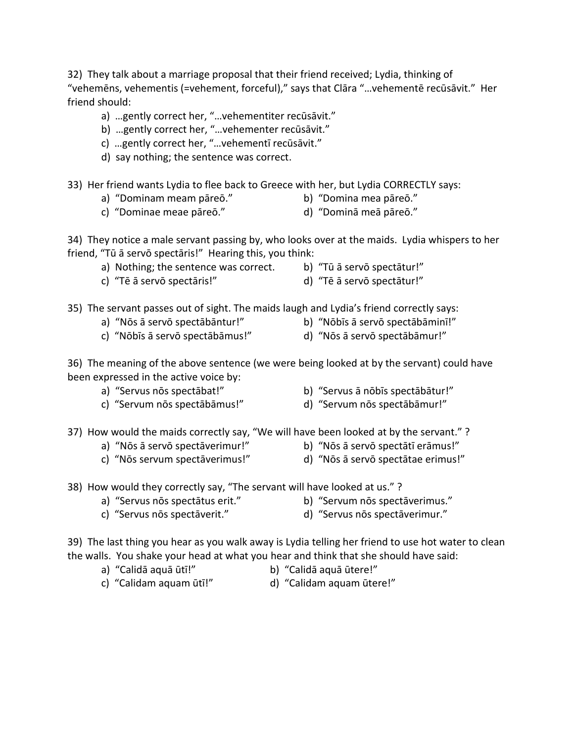32) They talk about a marriage proposal that their friend received; Lydia, thinking of "vehemēns, vehementis (=vehement, forceful)," says that Clāra "…vehementē recūsāvit." Her friend should:

- a) …gently correct her, "…vehementiter recūsāvit."
- b) …gently correct her, "…vehementer recūsāvit."
- c) …gently correct her, "…vehementī recūsāvit."
- d) say nothing; the sentence was correct.

33) Her friend wants Lydia to flee back to Greece with her, but Lydia CORRECTLY says:

- a) "Dominam meam pāreō."
- b) "Domina mea pāreō."
- c) "Dominae meae pāreō."
- d) "Dominā meā pāreō."

34) They notice a male servant passing by, who looks over at the maids. Lydia whispers to her friend, "Tū ā servō spectāris!" Hearing this, you think:

- a) Nothing; the sentence was correct.
- b) "Tū ā servō spectātur!"
- c) "Tē ā servō spectāris!"
- d) "Tē ā servō spectātur!"

35) The servant passes out of sight. The maids laugh and Lydia's friend correctly says:

- a) "Nōs ā servō spectābantur!"
- b) "Nōbīs ā servō spectābāminī!"
- c) "Nōbīs ā servō spectābāmus!"
- d) "Nōs ā servō spectābāmur!"

36) The meaning of the above sentence (we were being looked at by the servant) could have been expressed in the active voice by:

- a) "Servus nōs spectābat!"
- b) "Servus ā nōbīs spectābātur!"
- c) "Servum nōs spectābāmus!"
- d) "Servum nōs spectābāmur!"

37) How would the maids correctly say, "We will have been looked at by the servant." ?

- a) "Nōs ā servō spectāverimur!"
- b) "Nōs ā servō spectātī erāmus!"
- c) "Nōs servum spectāverimus!"
- d) "Nōs ā servō spectātae erimus!"

38) How would they correctly say, "The servant will have looked at us." ?

- a) "Servus nōs spectātus erit."
- b) "Servum nōs spectāverimus."
- c) "Servus nōs spectāverit."
- d) "Servus nōs spectāverimur."

39) The last thing you hear as you walk away is Lydia telling her friend to use hot water to clean the walls. You shake your head at what you hear and think that she should have said:

- a) "Calidā aquā ūtī!"
- b) "Calidā aquā ūtere!"
- c) "Calidam aquam ūtī!"
- d) "Calidam aquam ūtere!"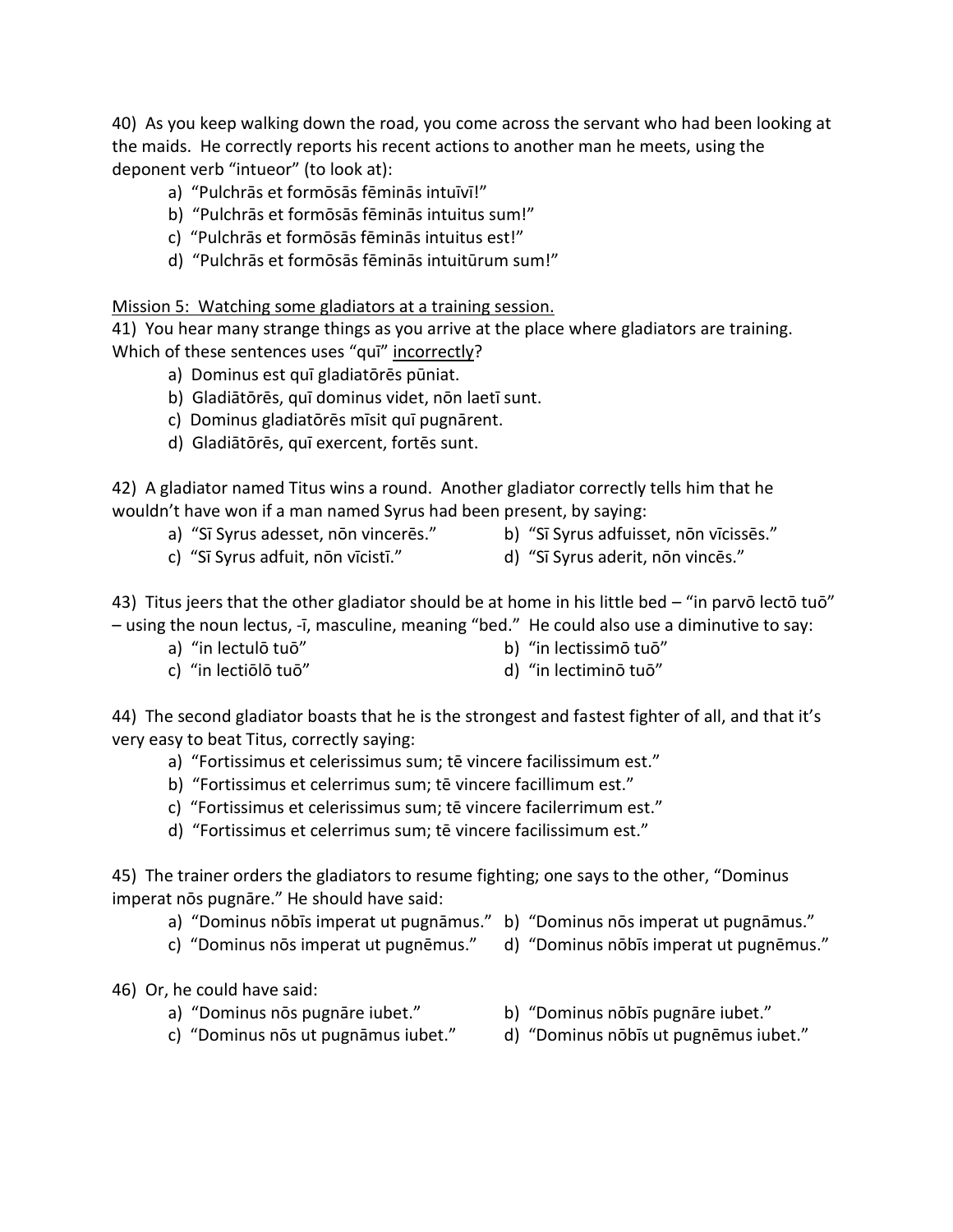40) As you keep walking down the road, you come across the servant who had been looking at the maids. He correctly reports his recent actions to another man he meets, using the deponent verb "intueor" (to look at):

a) "Pulchrās et formōsās fēminās intuīvī!"
b) "Pulchrās et formōsās fēminās intuitus sum!"
c) "Pulchrās et formōsās fēminās intuitus est!"
d) "Pulchrās et formōsās fēminās intuitūrum sum!"

<u>Mission 5: Watching some gladiators at a training session.</u>

41) You hear many strange things as you arrive at the place where gladiators are training. Which of these sentences uses "quī" <u>incorrectly</u>?

a) Dominus est quī gladiatōrēs pūniat.
b) Gladiātōrēs, quī dominus videt, nōn laetī sunt.
c) Dominus gladiatōrēs mīsit quī pugnārent.
d) Gladiātōrēs, quī exercent, fortēs sunt.

42) A gladiator named Titus wins a round. Another gladiator correctly tells him that he wouldn't have won if a man named Syrus had been present, by saying:

a) "Sī Syrus adesset, nōn vincerēs."
b) "Sī Syrus adfuisset, nōn vīcissēs."
c) "Sī Syrus adfuit, nōn vīcistī."
d) "Sī Syrus aderit, nōn vincēs."

43) Titus jeers that the other gladiator should be at home in his little bed – "in parvō lectō tuō" – using the noun lectus, -ī, masculine, meaning "bed." He could also use a diminutive to say:

a) "in lectulō tuō"
b) "in lectissimō tuō"
c) "in lectiōlō tuō"
d) "in lectiminō tuō"

44) The second gladiator boasts that he is the strongest and fastest fighter of all, and that it's very easy to beat Titus, correctly saying:

a) "Fortissimus et celerissimus sum; tē vincere facilissimum est."
b) "Fortissimus et celerrimus sum; tē vincere facillimum est."
c) "Fortissimus et celerissimus sum; tē vincere facilerrimum est."
d) "Fortissimus et celerrimus sum; tē vincere facilissimum est."

45) The trainer orders the gladiators to resume fighting; one says to the other, "Dominus imperat nōs pugnāre." He should have said:

a) "Dominus nōbīs imperat ut pugnāmus."
b) "Dominus nōs imperat ut pugnāmus."
c) "Dominus nōs imperat ut pugnēmus."
d) "Dominus nōbīs imperat ut pugnēmus."

46) Or, he could have said:

a) "Dominus nōs pugnāre iubet."
b) "Dominus nōbīs pugnāre iubet."
c) "Dominus nōs ut pugnāmus iubet."
d) "Dominus nōbīs ut pugnēmus iubet."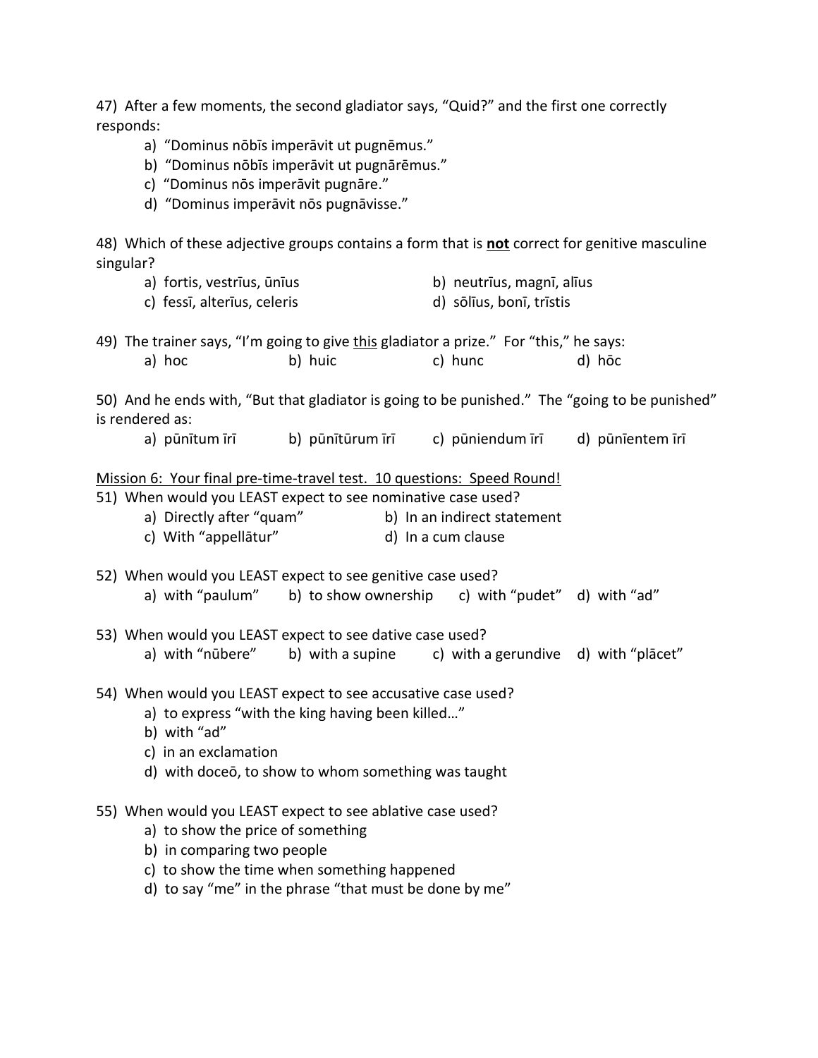47) After a few moments, the second gladiator says, "Quid?" and the first one correctly responds:

a) "Dominus nōbīs imperāvit ut pugnēmus."
b) "Dominus nōbīs imperāvit ut pugnārēmus."
c) "Dominus nōs imperāvit pugnāre."
d) "Dominus imperāvit nōs pugnāvisse."

48) Which of these adjective groups contains a form that is **not** correct for genitive masculine singular?

a) fortis, vestrīus, ūnīus
b) neutrīus, magnī, alīus
c) fessī, alterīus, celeris
d) sōlīus, bonī, trīstis

49) The trainer says, "I'm going to give <u>this</u> gladiator a prize." For "this," he says:

a) hoc
b) huic
c) hunc
d) hōc

50) And he ends with, "But that gladiator is going to be punished." The "going to be punished" is rendered as:

a) pūnītum īrī
b) pūnītūrum īrī
c) pūniendum īrī
d) pūnīentem īrī

<u>Mission 6: Your final pre-time-travel test. 10 questions: Speed Round!</u>

51) When would you LEAST expect to see nominative case used?

a) Directly after "quam"
b) In an indirect statement
c) With "appellātur"
d) In a cum clause

52) When would you LEAST expect to see genitive case used?

a) with "paulum"
b) to show ownership
c) with "pudet"
d) with "ad"

53) When would you LEAST expect to see dative case used?

a) with "nūbere"
b) with a supine
c) with a gerundive
d) with "plācet"

54) When would you LEAST expect to see accusative case used?

a) to express "with the king having been killed…"
b) with "ad"
c) in an exclamation
d) with doceō, to show to whom something was taught

55) When would you LEAST expect to see ablative case used?

a) to show the price of something
b) in comparing two people
c) to show the time when something happened
d) to say "me" in the phrase "that must be done by me"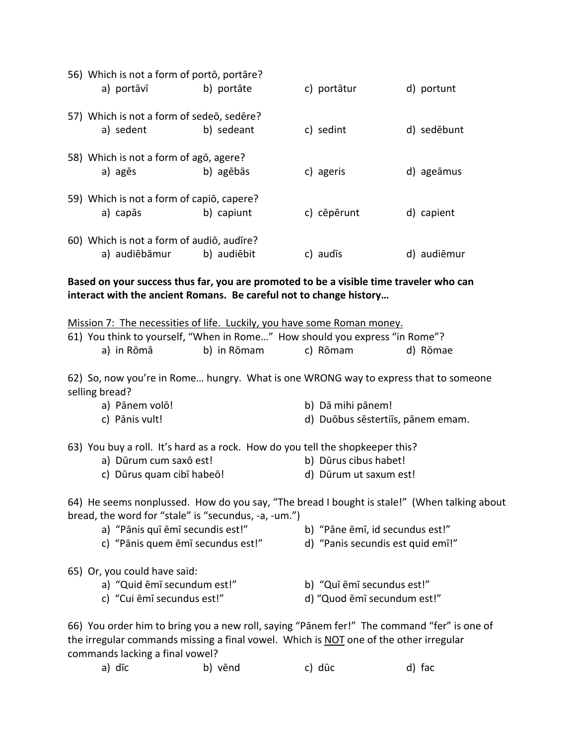56) Which is not a form of portō, portāre?

a) portāvī  b) portāte  c) portātur  d) portunt

57) Which is not a form of sedeō, sedēre?

a) sedent  b) sedeant  c) sedint  d) sedēbunt

58) Which is not a form of agō, agere?

a) agēs  b) agēbās  c) ageris  d) ageāmus

59) Which is not a form of capiō, capere?

a) capās  b) capiunt  c) cēpērunt  d) capient

60) Which is not a form of audiō, audīre?

a) audiēbāmur  b) audiēbit  c) audīs  d) audiēmur

**Based on your success thus far, you are promoted to be a visible time traveler who can interact with the ancient Romans. Be careful not to change history…**

Mission 7: The necessities of life. Luckily, you have some Roman money.

61) You think to yourself, "When in Rome…" How should you express "in Rome"?

a) in Rōmā  b) in Rōmam  c) Rōmam  d) Rōmae

62) So, now you're in Rome… hungry. What is one WRONG way to express that to someone selling bread?

a) Pānem volō!  b) Dā mihi pānem!

c) Pānis vult!  d) Duōbus sēstertiīs, pānem emam.

63) You buy a roll. It's hard as a rock. How do you tell the shopkeeper this?

a) Dūrum cum saxō est!  b) Dūrus cibus habet!

c) Dūrus quam cibī habeō!  d) Dūrum ut saxum est!

64) He seems nonplussed. How do you say, "The bread I bought is stale!" (When talking about bread, the word for "stale" is "secundus, -a, -um.")

a) "Pānis quī ēmī secundis est!"  b) "Pāne ēmī, id secundus est!"

c) "Pānis quem ēmī secundus est!"  d) "Panis secundis est quid emī!"

65) Or, you could have said:

a) "Quid ēmī secundum est!"  b) "Quī ēmī secundus est!"

c) "Cui ēmī secundus est!"  d) "Quod ēmī secundum est!"

66) You order him to bring you a new roll, saying "Pānem fer!" The command "fer" is one of the irregular commands missing a final vowel. Which is NOT one of the other irregular commands lacking a final vowel?

a) dīc  b) vēnd  c) dūc  d) fac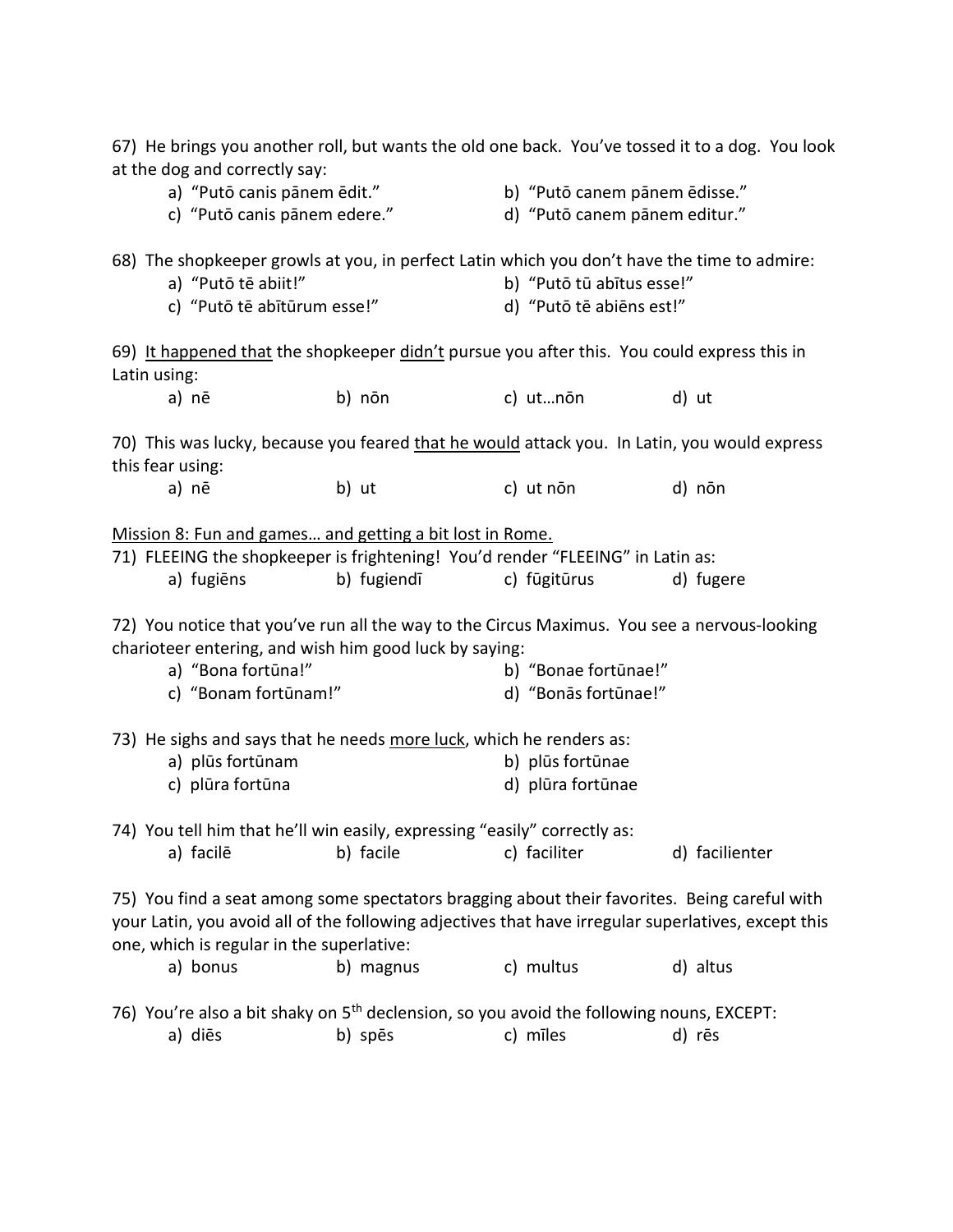67) He brings you another roll, but wants the old one back. You've tossed it to a dog. You look at the dog and correctly say:

a) "Putō canis pānem ēdit."
b) "Putō canem pānem ēdisse."
c) "Putō canis pānem edere."
d) "Putō canem pānem editur."

68) The shopkeeper growls at you, in perfect Latin which you don't have the time to admire:

a) "Putō tē abiit!"
b) "Putō tū abītus esse!"
c) "Putō tē abitūrum esse!"
d) "Putō tē abiēns est!"

69) <u>It happened that</u> the shopkeeper <u>didn't</u> pursue you after this. You could express this in Latin using:

a) nē
b) nōn
c) ut…nōn
d) ut

70) This was lucky, because you feared <u>that he would</u> attack you. In Latin, you would express this fear using:

a) nē
b) ut
c) ut nōn
d) nōn

<u>Mission 8: Fun and games… and getting a bit lost in Rome.</u>

71) FLEEING the shopkeeper is frightening! You'd render "FLEEING" in Latin as:

a) fugiēns
b) fugiendī
c) fūgitūrus
d) fugere

72) You notice that you've run all the way to the Circus Maximus. You see a nervous-looking charioteer entering, and wish him good luck by saying:

a) "Bona fortūna!"
b) "Bonae fortūnae!"
c) "Bonam fortūnam!"
d) "Bonās fortūnae!"

73) He sighs and says that he needs <u>more luck</u>, which he renders as:

a) plūs fortūnam
b) plūs fortūnae
c) plūra fortūna
d) plūra fortūnae

74) You tell him that he'll win easily, expressing "easily" correctly as:

a) facilē
b) facile
c) faciliter
d) facilienter

75) You find a seat among some spectators bragging about their favorites. Being careful with your Latin, you avoid all of the following adjectives that have irregular superlatives, except this one, which is regular in the superlative:

a) bonus
b) magnus
c) multus
d) altus

76) You're also a bit shaky on 5th declension, so you avoid the following nouns, EXCEPT:

a) diēs
b) spēs
c) mīles
d) rēs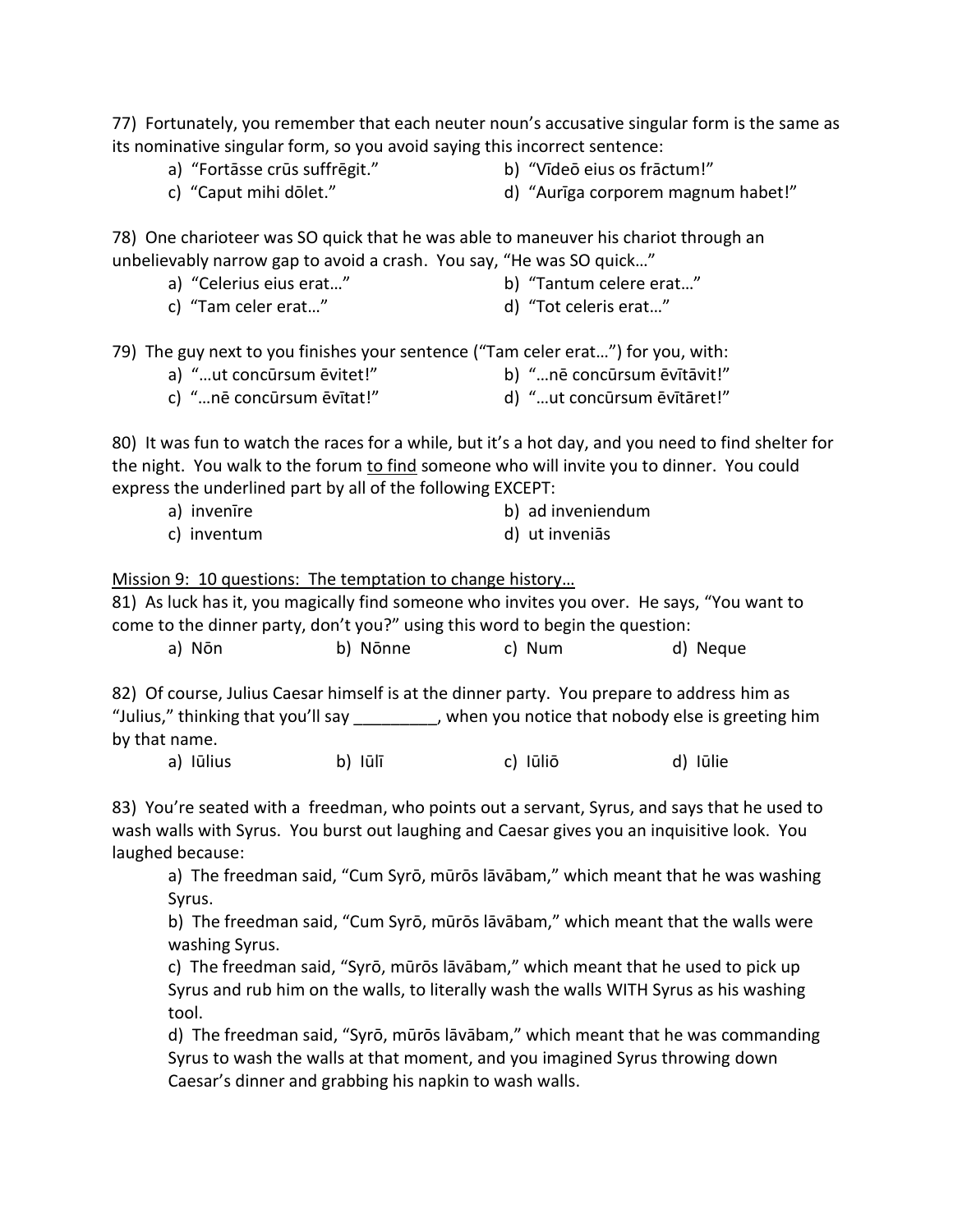77) Fortunately, you remember that each neuter noun's accusative singular form is the same as its nominative singular form, so you avoid saying this incorrect sentence:

a) "Fortāsse crūs suffrēgit."
b) "Vīdeō eius os frāctum!"
c) "Caput mihi dōlet."
d) "Aurīga corporem magnum habet!"

78) One charioteer was SO quick that he was able to maneuver his chariot through an unbelievably narrow gap to avoid a crash. You say, "He was SO quick…"

a) "Celerius eius erat…"
b) "Tantum celere erat…"
c) "Tam celer erat…"
d) "Tot celeris erat…"

79) The guy next to you finishes your sentence ("Tam celer erat…") for you, with:

a) "…ut concūrsum ēvitet!"
b) "…nē concūrsum ēvītāvit!"
c) "…nē concūrsum ēvītat!"
d) "…ut concūrsum ēvītāret!"

80) It was fun to watch the races for a while, but it's a hot day, and you need to find shelter for the night. You walk to the forum <u>to find</u> someone who will invite you to dinner. You could express the underlined part by all of the following EXCEPT:

a) invenīre
b) ad inveniendum
c) inventum
d) ut inveniās

<u>Mission 9: 10 questions: The temptation to change history…</u>

81) As luck has it, you magically find someone who invites you over. He says, "You want to come to the dinner party, don't you?" using this word to begin the question:

a) Nōn
b) Nōnne
c) Num
d) Neque

82) Of course, Julius Caesar himself is at the dinner party. You prepare to address him as "Julius," thinking that you'll say _________, when you notice that nobody else is greeting him by that name.

a) Iūlius
b) Iūlī
c) Iūliō
d) Iūlie

83) You're seated with a freedman, who points out a servant, Syrus, and says that he used to wash walls with Syrus. You burst out laughing and Caesar gives you an inquisitive look. You laughed because:

a) The freedman said, "Cum Syrō, mūrōs lāvābam," which meant that he was washing Syrus.

b) The freedman said, "Cum Syrō, mūrōs lāvābam," which meant that the walls were washing Syrus.

c) The freedman said, "Syrō, mūrōs lāvābam," which meant that he used to pick up Syrus and rub him on the walls, to literally wash the walls WITH Syrus as his washing tool.

d) The freedman said, "Syrō, mūrōs lāvābam," which meant that he was commanding Syrus to wash the walls at that moment, and you imagined Syrus throwing down Caesar's dinner and grabbing his napkin to wash walls.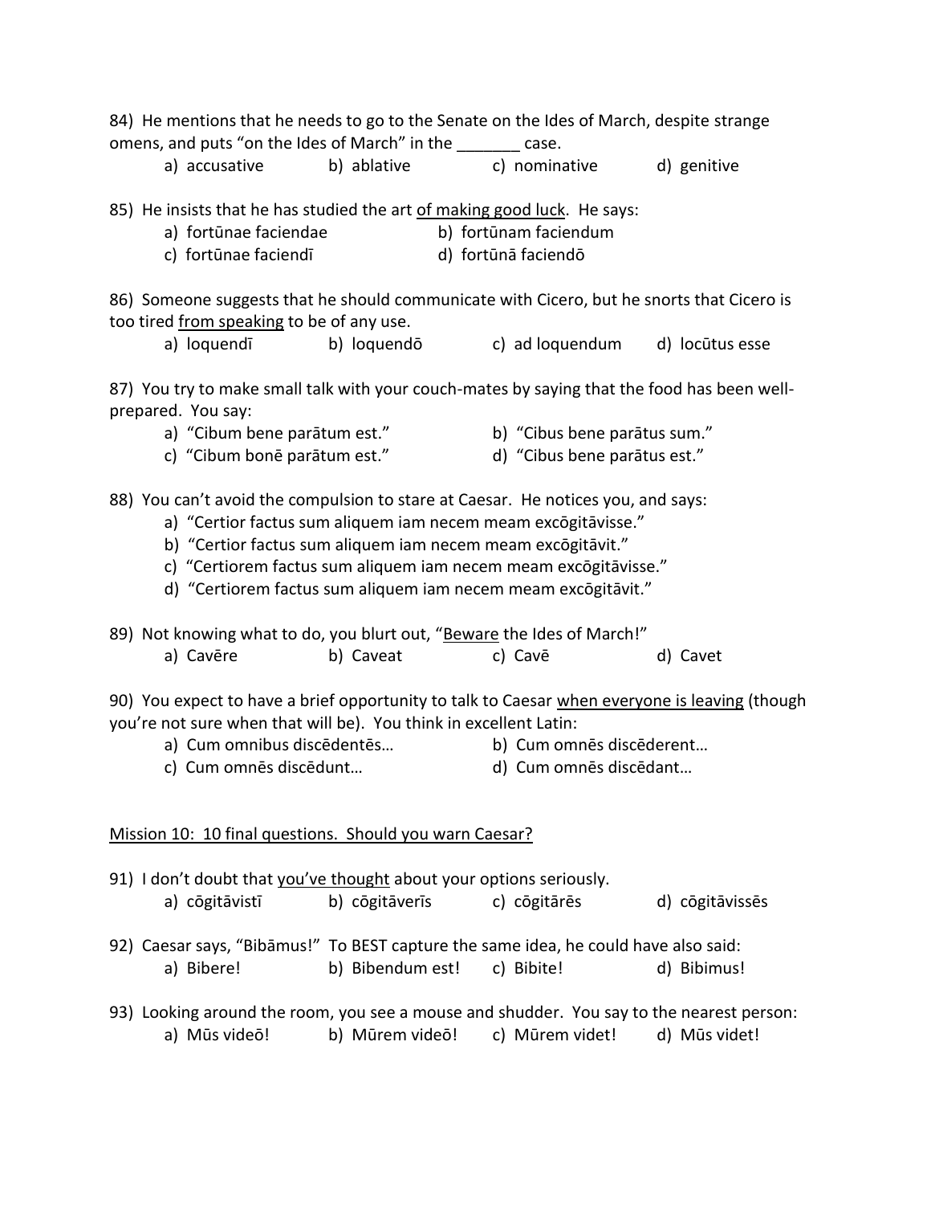84) He mentions that he needs to go to the Senate on the Ides of March, despite strange omens, and puts "on the Ides of March" in the _______ case.

a) accusative  b) ablative  c) nominative  d) genitive

85) He insists that he has studied the art <u>of making good luck</u>. He says:

a) fortūnae faciendae  b) fortūnam faciendum
c) fortūnae faciendī  d) fortūnā faciendō

86) Someone suggests that he should communicate with Cicero, but he snorts that Cicero is too tired <u>from speaking</u> to be of any use.

a) loquendī  b) loquendō  c) ad loquendum  d) locūtus esse

87) You try to make small talk with your couch-mates by saying that the food has been well-prepared. You say:

a) "Cibum bene parātum est."  b) "Cibus bene parātus sum."
c) "Cibum bonē parātum est."  d) "Cibus bene parātus est."

88) You can't avoid the compulsion to stare at Caesar. He notices you, and says:

a) "Certior factus sum aliquem iam necem meam excōgitāvisse."
b) "Certior factus sum aliquem iam necem meam excōgitāvit."
c) "Certiorem factus sum aliquem iam necem meam excōgitāvisse."
d) "Certiorem factus sum aliquem iam necem meam excōgitāvit."

89) Not knowing what to do, you blurt out, "<u>Beware</u> the Ides of March!"

a) Cavēre  b) Caveat  c) Cavē  d) Cavet

90) You expect to have a brief opportunity to talk to Caesar <u>when everyone is leaving</u> (though you're not sure when that will be). You think in excellent Latin:

a) Cum omnibus discēdentēs…  b) Cum omnēs discēderent…
c) Cum omnēs discēdunt…  d) Cum omnēs discēdant…

<u>Mission 10: 10 final questions. Should you warn Caesar?</u>

91) I don't doubt that <u>you've thought</u> about your options seriously.

a) cōgitāvistī  b) cōgitāverīs  c) cōgitārēs  d) cōgitāvissēs

92) Caesar says, "Bibāmus!" To BEST capture the same idea, he could have also said:

a) Bibere!  b) Bibendum est!  c) Bibite!  d) Bibimus!

93) Looking around the room, you see a mouse and shudder. You say to the nearest person:

a) Mūs videō!  b) Mūrem videō!  c) Mūrem videt!  d) Mūs videt!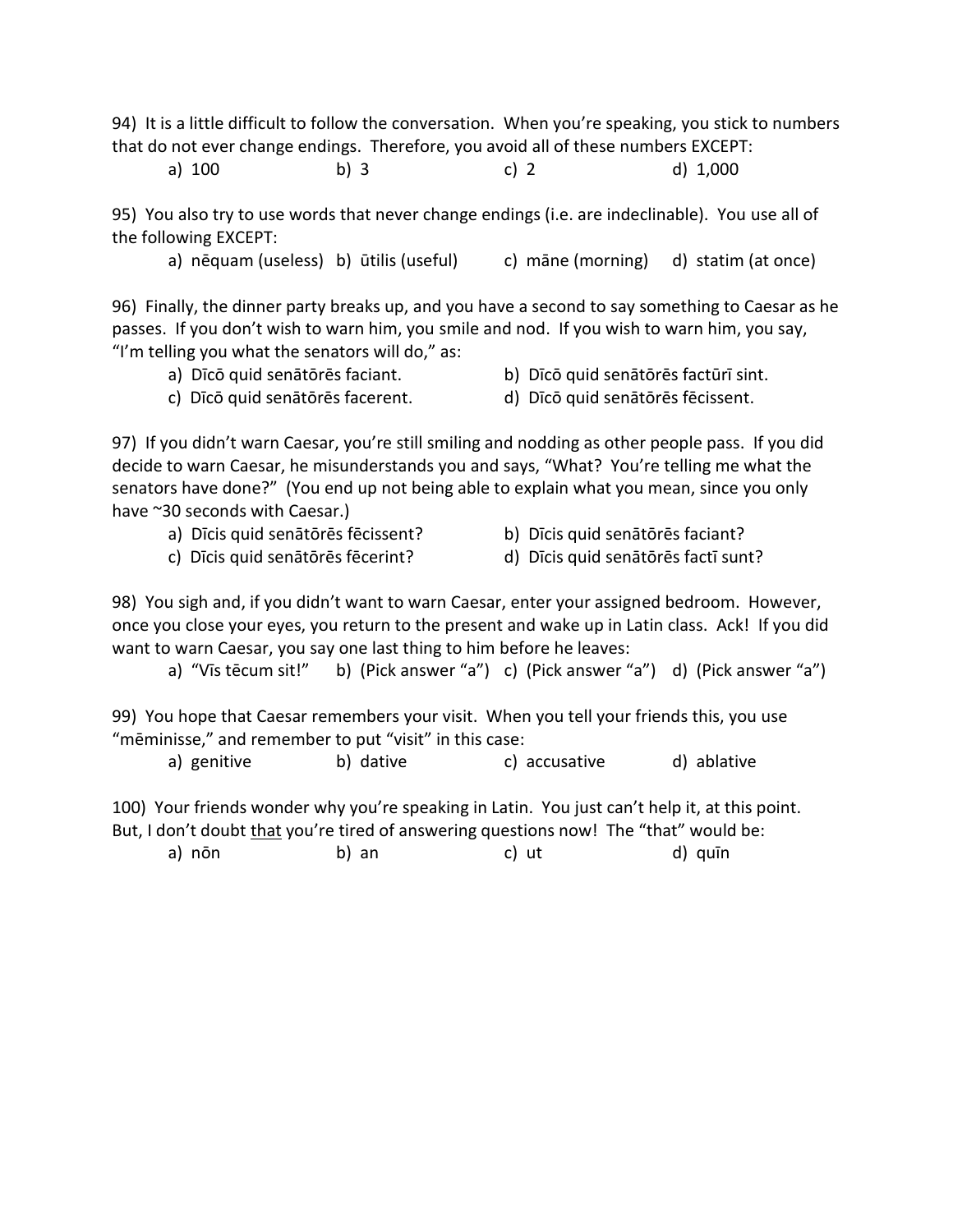94) It is a little difficult to follow the conversation. When you're speaking, you stick to numbers that do not ever change endings. Therefore, you avoid all of these numbers EXCEPT:

a) 100 b) 3 c) 2 d) 1,000

95) You also try to use words that never change endings (i.e. are indeclinable). You use all of the following EXCEPT:

a) nēquam (useless) b) ūtilis (useful) c) māne (morning) d) statim (at once)

96) Finally, the dinner party breaks up, and you have a second to say something to Caesar as he passes. If you don't wish to warn him, you smile and nod. If you wish to warn him, you say, "I'm telling you what the senators will do," as:

a) Dīcō quid senātōrēs faciant.
b) Dīcō quid senātōrēs factūrī sint.
c) Dīcō quid senātōrēs facerent.
d) Dīcō quid senātōrēs fēcissent.

97) If you didn't warn Caesar, you're still smiling and nodding as other people pass. If you did decide to warn Caesar, he misunderstands you and says, "What? You're telling me what the senators have done?" (You end up not being able to explain what you mean, since you only have ~30 seconds with Caesar.)

a) Dīcis quid senātōrēs fēcissent?
b) Dīcis quid senātōrēs faciant?
c) Dīcis quid senātōrēs fēcerint?
d) Dīcis quid senātōrēs factī sunt?

98) You sigh and, if you didn't want to warn Caesar, enter your assigned bedroom. However, once you close your eyes, you return to the present and wake up in Latin class. Ack! If you did want to warn Caesar, you say one last thing to him before he leaves:

a) "Vīs tēcum sit!" b) (Pick answer "a") c) (Pick answer "a") d) (Pick answer "a")

99) You hope that Caesar remembers your visit. When you tell your friends this, you use "mēminisse," and remember to put "visit" in this case:

a) genitive b) dative c) accusative d) ablative

100) Your friends wonder why you're speaking in Latin. You just can't help it, at this point. But, I don't doubt <u>that</u> you're tired of answering questions now! The "that" would be:

a) nōn b) an c) ut d) quīn